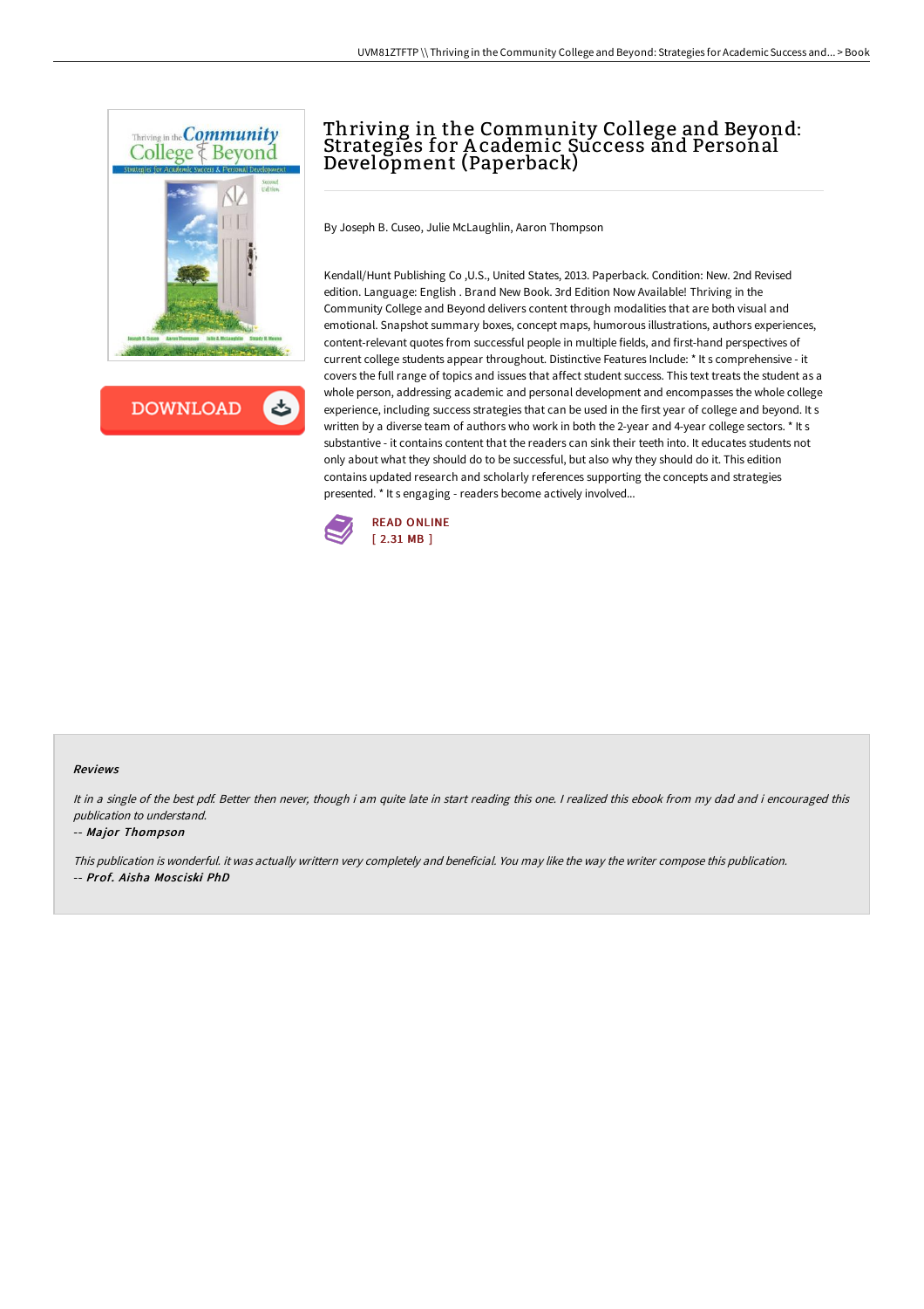# Thriving in the Community College and Beyond: Strategies for Academic Success and Personal Development (Paperback)

By Joseph B. Cuseo, Julie McLaughlin, Aaron Thompson

Kendall/Hunt Publishing Co ,U.S., United States, 2013. Paperback. Condition: New. 2nd Revised edition. Language: English . Brand New Book. 3rd Edition Now Available! Thriving in the Community College and Beyond delivers content through modalities that are both visual and emotional. Snapshot summary boxes, concept maps, humorous illustrations, authors experiences, content-relevant quotes from successful people in multiple fields, and first-hand perspectives of current college students appear throughout. Distinctive Features Include: * It s comprehensive - it covers the full range of topics and issues that affect student success. This text treats the student as a whole person, addressing academic and personal development and encompasses the whole college experience, including success strategies that can be used in the first year of college and beyond. It s written by a diverse team of authors who work in both the 2-year and 4-year college sectors. * It s substantive - it contains content that the readers can sink their teeth into. It educates students not only about what they should do to be successful, but also why they should do it. This edition contains updated research and scholarly references supporting the concepts and strategies presented. * It s engaging - readers become actively involved...

READ ONLINE
[ 2.31 MB ]

### Reviews

*It in a single of the best pdf. Better then never, though i am quite late in start reading this one. I realized this ebook from my dad and i encouraged this publication to understand.*

*-- Major Thompson*

*This publication is wonderful. it was actually writtern very completely and beneficial. You may like the way the writer compose this publication.*

*-- Prof. Aisha Mosciski PhD*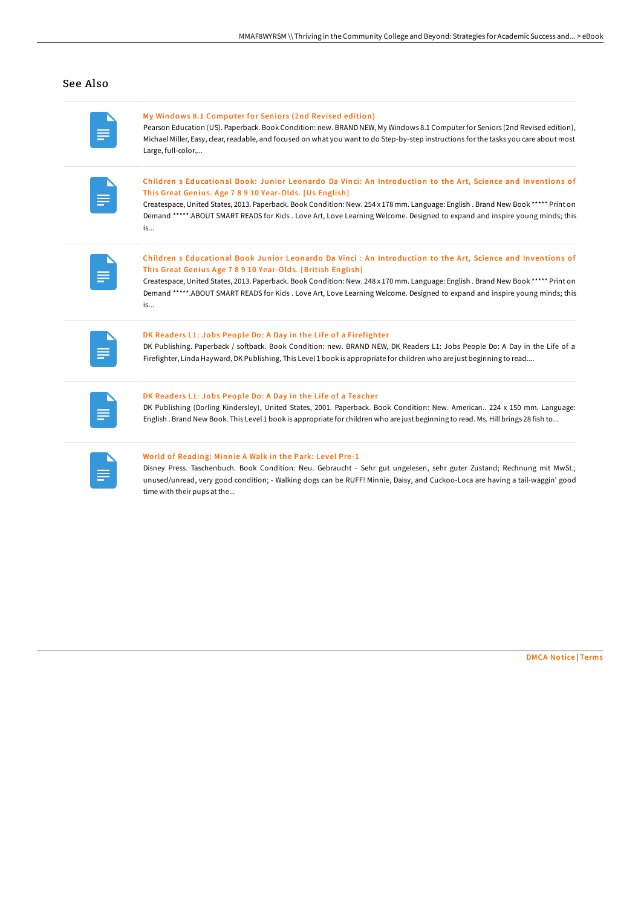## See Also

### My Windows 8.1 Computer for Seniors (2nd Revised edition)

Pearson Education (US). Paperback. Book Condition: new. BRAND NEW, My Windows 8.1 Computer for Seniors (2nd Revised edition), Michael Miller, Easy, clear, readable, and focused on what you want to do Step-by-step instructions for the tasks you care about most Large, full-color,...

### Children s Educational Book: Junior Leonardo Da Vinci: An Introduction to the Art, Science and Inventions of This Great Genius. Age 7 8 9 10 Year-Olds. [Us English]

Createspace, United States, 2013. Paperback. Book Condition: New. 254 x 178 mm. Language: English . Brand New Book ***** Print on Demand *****.ABOUT SMART READS for Kids . Love Art, Love Learning Welcome. Designed to expand and inspire young minds; this is...

### Children s Educational Book Junior Leonardo Da Vinci : An Introduction to the Art, Science and Inventions of This Great Genius Age 7 8 9 10 Year-Olds. [British English]

Createspace, United States, 2013. Paperback. Book Condition: New. 248 x 170 mm. Language: English . Brand New Book ***** Print on Demand *****.ABOUT SMART READS for Kids . Love Art, Love Learning Welcome. Designed to expand and inspire young minds; this is...

### DK Readers L1: Jobs People Do: A Day in the Life of a Firefighter

DK Publishing. Paperback / softback. Book Condition: new. BRAND NEW, DK Readers L1: Jobs People Do: A Day in the Life of a Firefighter, Linda Hayward, DK Publishing, This Level 1 book is appropriate for children who are just beginning to read....

### DK Readers L1: Jobs People Do: A Day in the Life of a Teacher

DK Publishing (Dorling Kindersley), United States, 2001. Paperback. Book Condition: New. American.. 224 x 150 mm. Language: English . Brand New Book. This Level 1 book is appropriate for children who are just beginning to read. Ms. Hill brings 28 fish to...

### World of Reading: Minnie A Walk in the Park: Level Pre-1

Disney Press. Taschenbuch. Book Condition: Neu. Gebraucht - Sehr gut ungelesen, sehr guter Zustand; Rechnung mit MwSt.; unused/unread, very good condition; - Walking dogs can be RUFF! Minnie, Daisy, and Cuckoo-Loca are having a tail-waggin' good time with their pups at the...